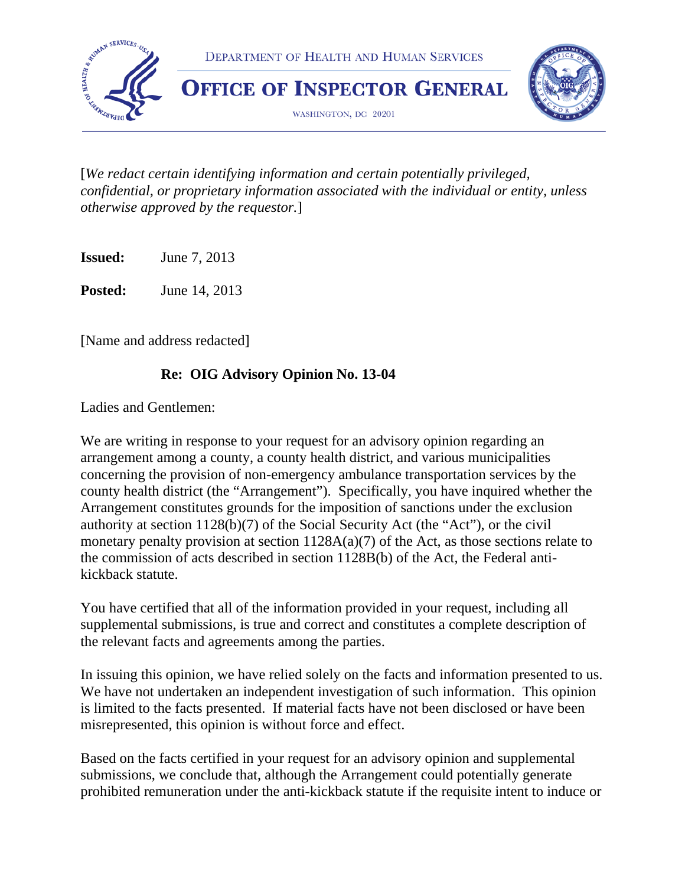DEPARTMENT OF HEALTH AND HUMAN SERVICES

**OFFICE OF INSPECTOR GENERAL**

WASHINGTON, DC 20201

[*We redact certain identifying information and certain potentially privileged, confidential, or proprietary information associated with the individual or entity, unless otherwise approved by the requestor.*]

**Issued:** June 7, 2013

**Posted:** June 14, 2013

[Name and address redacted]

**Re: OIG Advisory Opinion No. 13-04**

Ladies and Gentlemen:

We are writing in response to your request for an advisory opinion regarding an arrangement among a county, a county health district, and various municipalities concerning the provision of non-emergency ambulance transportation services by the county health district (the "Arrangement"). Specifically, you have inquired whether the Arrangement constitutes grounds for the imposition of sanctions under the exclusion authority at section 1128(b)(7) of the Social Security Act (the "Act"), or the civil monetary penalty provision at section 1128A(a)(7) of the Act, as those sections relate to the commission of acts described in section 1128B(b) of the Act, the Federal anti-kickback statute.

You have certified that all of the information provided in your request, including all supplemental submissions, is true and correct and constitutes a complete description of the relevant facts and agreements among the parties.

In issuing this opinion, we have relied solely on the facts and information presented to us. We have not undertaken an independent investigation of such information. This opinion is limited to the facts presented. If material facts have not been disclosed or have been misrepresented, this opinion is without force and effect.

Based on the facts certified in your request for an advisory opinion and supplemental submissions, we conclude that, although the Arrangement could potentially generate prohibited remuneration under the anti-kickback statute if the requisite intent to induce or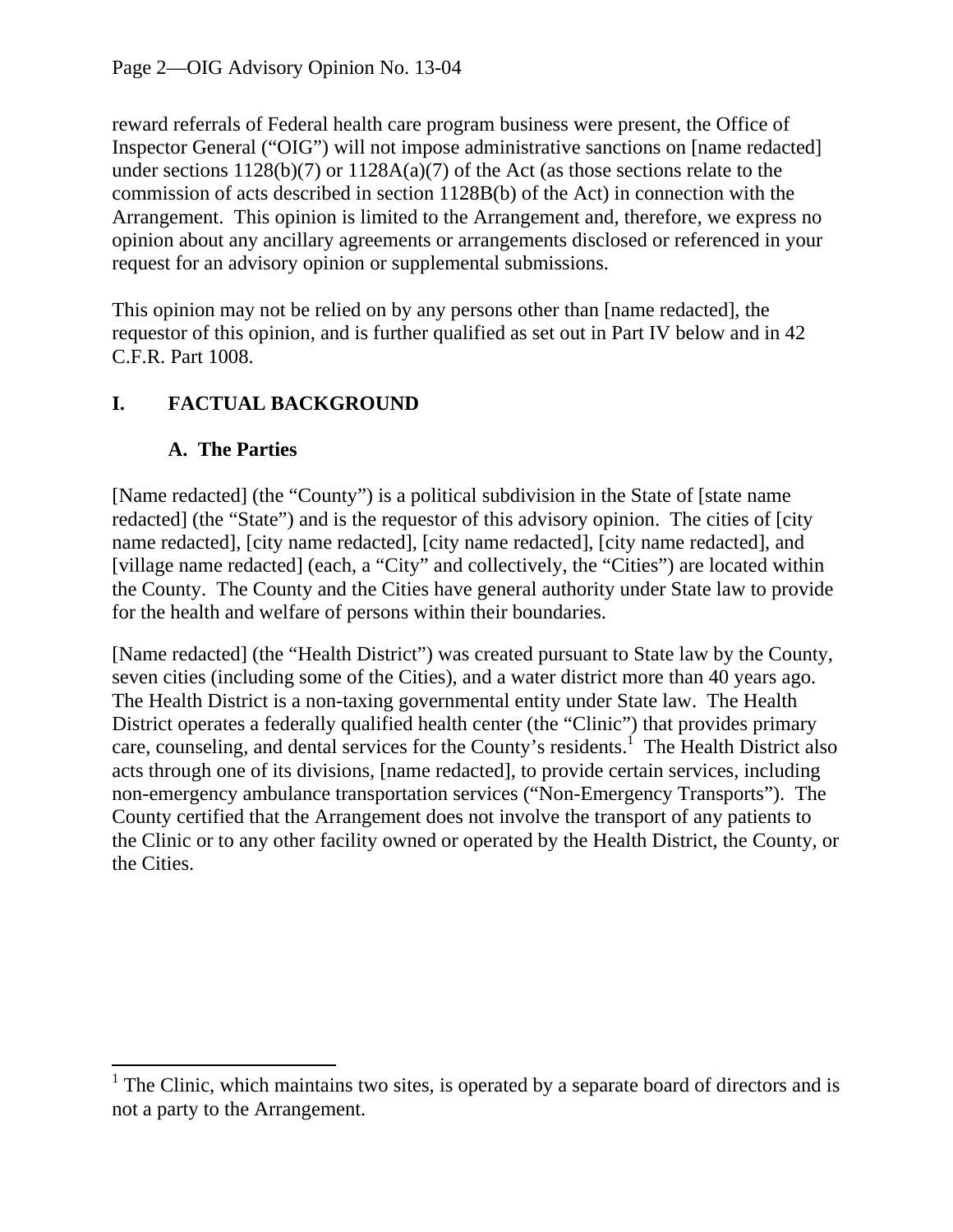reward referrals of Federal health care program business were present, the Office of Inspector General ("OIG") will not impose administrative sanctions on [name redacted] under sections 1128(b)(7) or 1128A(a)(7) of the Act (as those sections relate to the commission of acts described in section 1128B(b) of the Act) in connection with the Arrangement. This opinion is limited to the Arrangement and, therefore, we express no opinion about any ancillary agreements or arrangements disclosed or referenced in your request for an advisory opinion or supplemental submissions.

This opinion may not be relied on by any persons other than [name redacted], the requestor of this opinion, and is further qualified as set out in Part IV below and in 42 C.F.R. Part 1008.

## I. FACTUAL BACKGROUND

### A. The Parties

[Name redacted] (the "County") is a political subdivision in the State of [state name redacted] (the "State") and is the requestor of this advisory opinion. The cities of [city name redacted], [city name redacted], [city name redacted], [city name redacted], and [village name redacted] (each, a "City" and collectively, the "Cities") are located within the County. The County and the Cities have general authority under State law to provide for the health and welfare of persons within their boundaries.

[Name redacted] (the "Health District") was created pursuant to State law by the County, seven cities (including some of the Cities), and a water district more than 40 years ago. The Health District is a non-taxing governmental entity under State law. The Health District operates a federally qualified health center (the "Clinic") that provides primary care, counseling, and dental services for the County's residents.[1] The Health District also acts through one of its divisions, [name redacted], to provide certain services, including non-emergency ambulance transportation services ("Non-Emergency Transports"). The County certified that the Arrangement does not involve the transport of any patients to the Clinic or to any other facility owned or operated by the Health District, the County, or the Cities.

[1] The Clinic, which maintains two sites, is operated by a separate board of directors and is not a party to the Arrangement.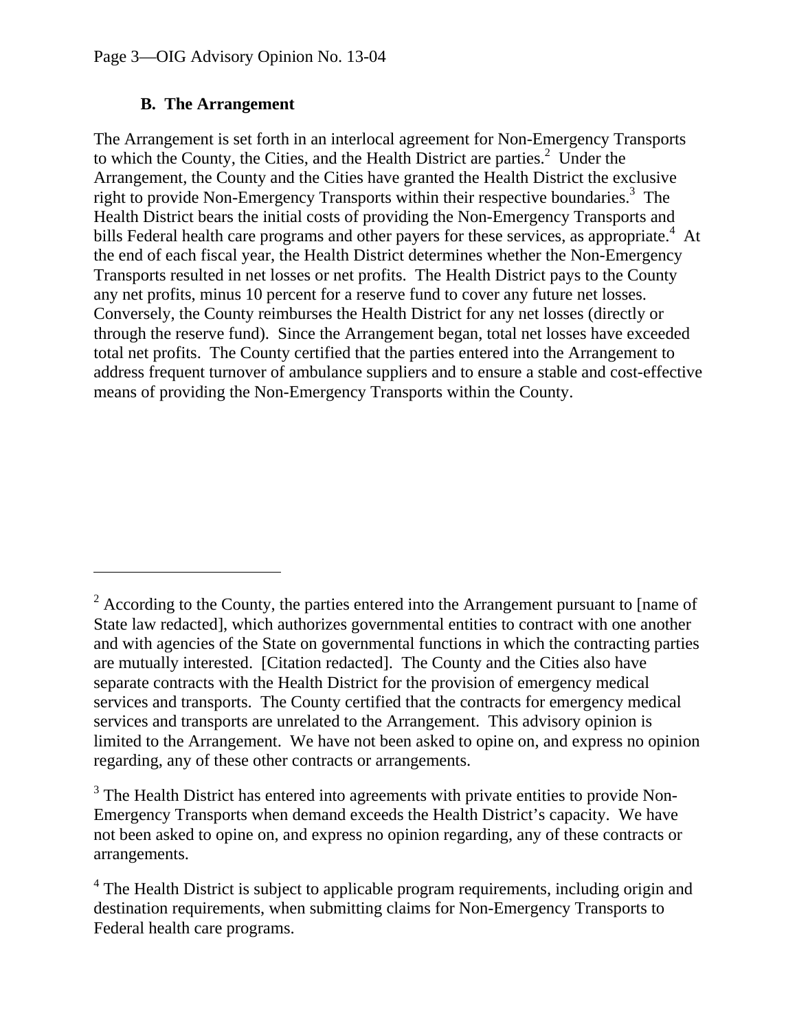### B. The Arrangement

The Arrangement is set forth in an interlocal agreement for Non-Emergency Transports to which the County, the Cities, and the Health District are parties.[2] Under the Arrangement, the County and the Cities have granted the Health District the exclusive right to provide Non-Emergency Transports within their respective boundaries.[3] The Health District bears the initial costs of providing the Non-Emergency Transports and bills Federal health care programs and other payers for these services, as appropriate.[4] At the end of each fiscal year, the Health District determines whether the Non-Emergency Transports resulted in net losses or net profits. The Health District pays to the County any net profits, minus 10 percent for a reserve fund to cover any future net losses. Conversely, the County reimburses the Health District for any net losses (directly or through the reserve fund). Since the Arrangement began, total net losses have exceeded total net profits. The County certified that the parties entered into the Arrangement to address frequent turnover of ambulance suppliers and to ensure a stable and cost-effective means of providing the Non-Emergency Transports within the County.

---

[2] According to the County, the parties entered into the Arrangement pursuant to [name of State law redacted], which authorizes governmental entities to contract with one another and with agencies of the State on governmental functions in which the contracting parties are mutually interested. [Citation redacted]. The County and the Cities also have separate contracts with the Health District for the provision of emergency medical services and transports. The County certified that the contracts for emergency medical services and transports are unrelated to the Arrangement. This advisory opinion is limited to the Arrangement. We have not been asked to opine on, and express no opinion regarding, any of these other contracts or arrangements.

[3] The Health District has entered into agreements with private entities to provide Non-Emergency Transports when demand exceeds the Health District's capacity. We have not been asked to opine on, and express no opinion regarding, any of these contracts or arrangements.

[4] The Health District is subject to applicable program requirements, including origin and destination requirements, when submitting claims for Non-Emergency Transports to Federal health care programs.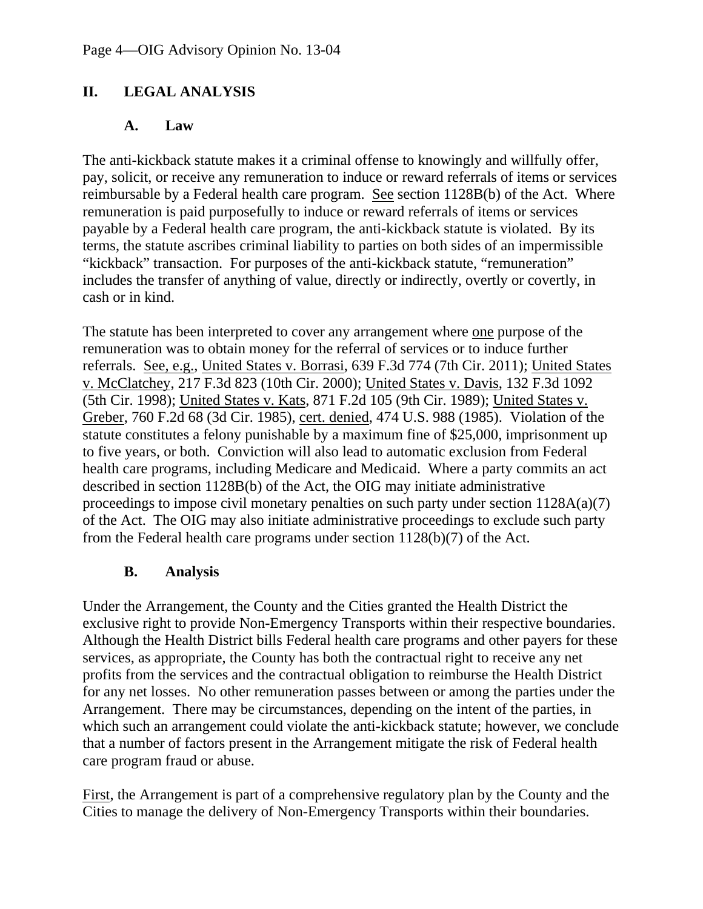## II. LEGAL ANALYSIS

### A. Law

The anti-kickback statute makes it a criminal offense to knowingly and willfully offer, pay, solicit, or receive any remuneration to induce or reward referrals of items or services reimbursable by a Federal health care program. See section 1128B(b) of the Act. Where remuneration is paid purposefully to induce or reward referrals of items or services payable by a Federal health care program, the anti-kickback statute is violated. By its terms, the statute ascribes criminal liability to parties on both sides of an impermissible "kickback" transaction. For purposes of the anti-kickback statute, "remuneration" includes the transfer of anything of value, directly or indirectly, overtly or covertly, in cash or in kind.

The statute has been interpreted to cover any arrangement where one purpose of the remuneration was to obtain money for the referral of services or to induce further referrals. See, e.g., United States v. Borrasi, 639 F.3d 774 (7th Cir. 2011); United States v. McClatchey, 217 F.3d 823 (10th Cir. 2000); United States v. Davis, 132 F.3d 1092 (5th Cir. 1998); United States v. Kats, 871 F.2d 105 (9th Cir. 1989); United States v. Greber, 760 F.2d 68 (3d Cir. 1985), cert. denied, 474 U.S. 988 (1985). Violation of the statute constitutes a felony punishable by a maximum fine of $25,000, imprisonment up to five years, or both. Conviction will also lead to automatic exclusion from Federal health care programs, including Medicare and Medicaid. Where a party commits an act described in section 1128B(b) of the Act, the OIG may initiate administrative proceedings to impose civil monetary penalties on such party under section 1128A(a)(7) of the Act. The OIG may also initiate administrative proceedings to exclude such party from the Federal health care programs under section 1128(b)(7) of the Act.

### B. Analysis

Under the Arrangement, the County and the Cities granted the Health District the exclusive right to provide Non-Emergency Transports within their respective boundaries. Although the Health District bills Federal health care programs and other payers for these services, as appropriate, the County has both the contractual right to receive any net profits from the services and the contractual obligation to reimburse the Health District for any net losses. No other remuneration passes between or among the parties under the Arrangement. There may be circumstances, depending on the intent of the parties, in which such an arrangement could violate the anti-kickback statute; however, we conclude that a number of factors present in the Arrangement mitigate the risk of Federal health care program fraud or abuse.

First, the Arrangement is part of a comprehensive regulatory plan by the County and the Cities to manage the delivery of Non-Emergency Transports within their boundaries.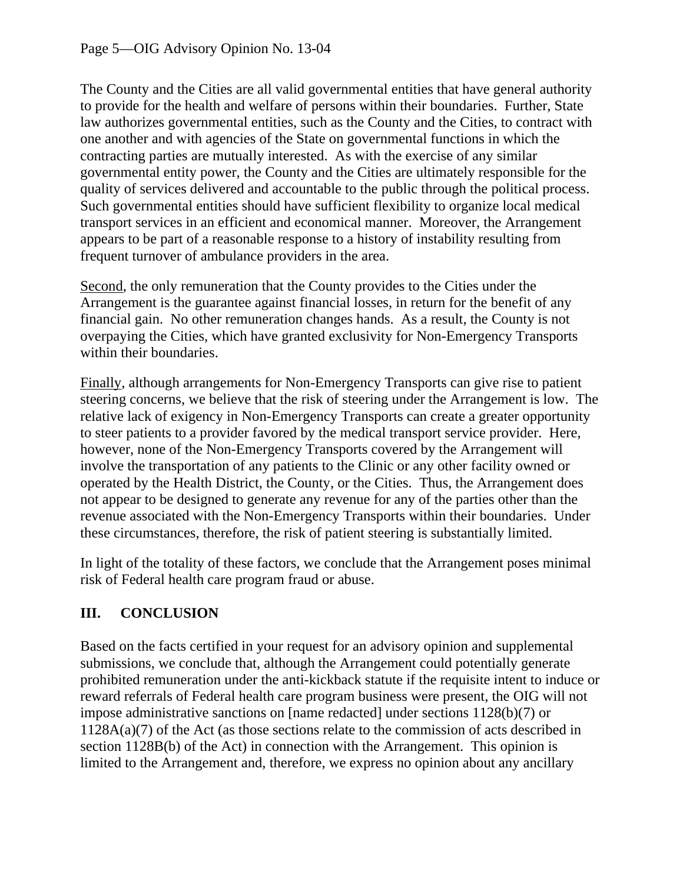The County and the Cities are all valid governmental entities that have general authority to provide for the health and welfare of persons within their boundaries. Further, State law authorizes governmental entities, such as the County and the Cities, to contract with one another and with agencies of the State on governmental functions in which the contracting parties are mutually interested. As with the exercise of any similar governmental entity power, the County and the Cities are ultimately responsible for the quality of services delivered and accountable to the public through the political process. Such governmental entities should have sufficient flexibility to organize local medical transport services in an efficient and economical manner. Moreover, the Arrangement appears to be part of a reasonable response to a history of instability resulting from frequent turnover of ambulance providers in the area.

Second, the only remuneration that the County provides to the Cities under the Arrangement is the guarantee against financial losses, in return for the benefit of any financial gain. No other remuneration changes hands. As a result, the County is not overpaying the Cities, which have granted exclusivity for Non-Emergency Transports within their boundaries.

Finally, although arrangements for Non-Emergency Transports can give rise to patient steering concerns, we believe that the risk of steering under the Arrangement is low. The relative lack of exigency in Non-Emergency Transports can create a greater opportunity to steer patients to a provider favored by the medical transport service provider. Here, however, none of the Non-Emergency Transports covered by the Arrangement will involve the transportation of any patients to the Clinic or any other facility owned or operated by the Health District, the County, or the Cities. Thus, the Arrangement does not appear to be designed to generate any revenue for any of the parties other than the revenue associated with the Non-Emergency Transports within their boundaries. Under these circumstances, therefore, the risk of patient steering is substantially limited.

In light of the totality of these factors, we conclude that the Arrangement poses minimal risk of Federal health care program fraud or abuse.

## III. CONCLUSION

Based on the facts certified in your request for an advisory opinion and supplemental submissions, we conclude that, although the Arrangement could potentially generate prohibited remuneration under the anti-kickback statute if the requisite intent to induce or reward referrals of Federal health care program business were present, the OIG will not impose administrative sanctions on [name redacted] under sections 1128(b)(7) or 1128A(a)(7) of the Act (as those sections relate to the commission of acts described in section 1128B(b) of the Act) in connection with the Arrangement. This opinion is limited to the Arrangement and, therefore, we express no opinion about any ancillary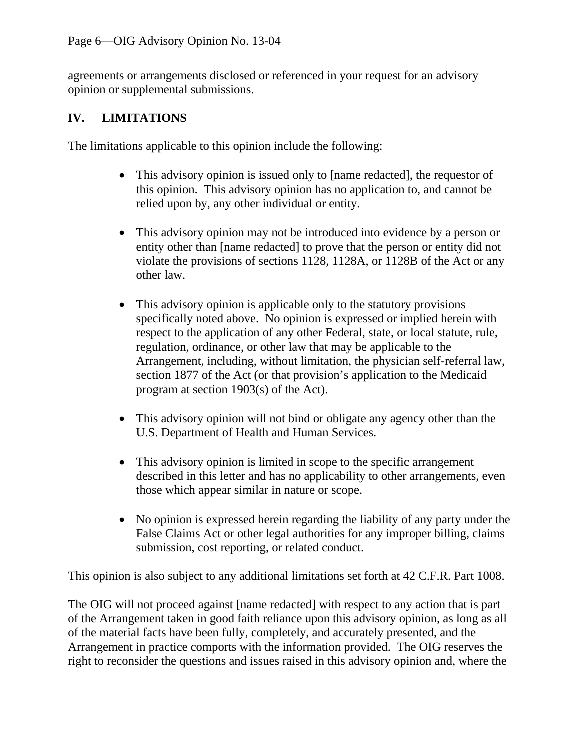agreements or arrangements disclosed or referenced in your request for an advisory opinion or supplemental submissions.

## IV. LIMITATIONS

The limitations applicable to this opinion include the following:

- This advisory opinion is issued only to [name redacted], the requestor of this opinion. This advisory opinion has no application to, and cannot be relied upon by, any other individual or entity.

- This advisory opinion may not be introduced into evidence by a person or entity other than [name redacted] to prove that the person or entity did not violate the provisions of sections 1128, 1128A, or 1128B of the Act or any other law.

- This advisory opinion is applicable only to the statutory provisions specifically noted above. No opinion is expressed or implied herein with respect to the application of any other Federal, state, or local statute, rule, regulation, ordinance, or other law that may be applicable to the Arrangement, including, without limitation, the physician self-referral law, section 1877 of the Act (or that provision's application to the Medicaid program at section 1903(s) of the Act).

- This advisory opinion will not bind or obligate any agency other than the U.S. Department of Health and Human Services.

- This advisory opinion is limited in scope to the specific arrangement described in this letter and has no applicability to other arrangements, even those which appear similar in nature or scope.

- No opinion is expressed herein regarding the liability of any party under the False Claims Act or other legal authorities for any improper billing, claims submission, cost reporting, or related conduct.

This opinion is also subject to any additional limitations set forth at 42 C.F.R. Part 1008.

The OIG will not proceed against [name redacted] with respect to any action that is part of the Arrangement taken in good faith reliance upon this advisory opinion, as long as all of the material facts have been fully, completely, and accurately presented, and the Arrangement in practice comports with the information provided. The OIG reserves the right to reconsider the questions and issues raised in this advisory opinion and, where the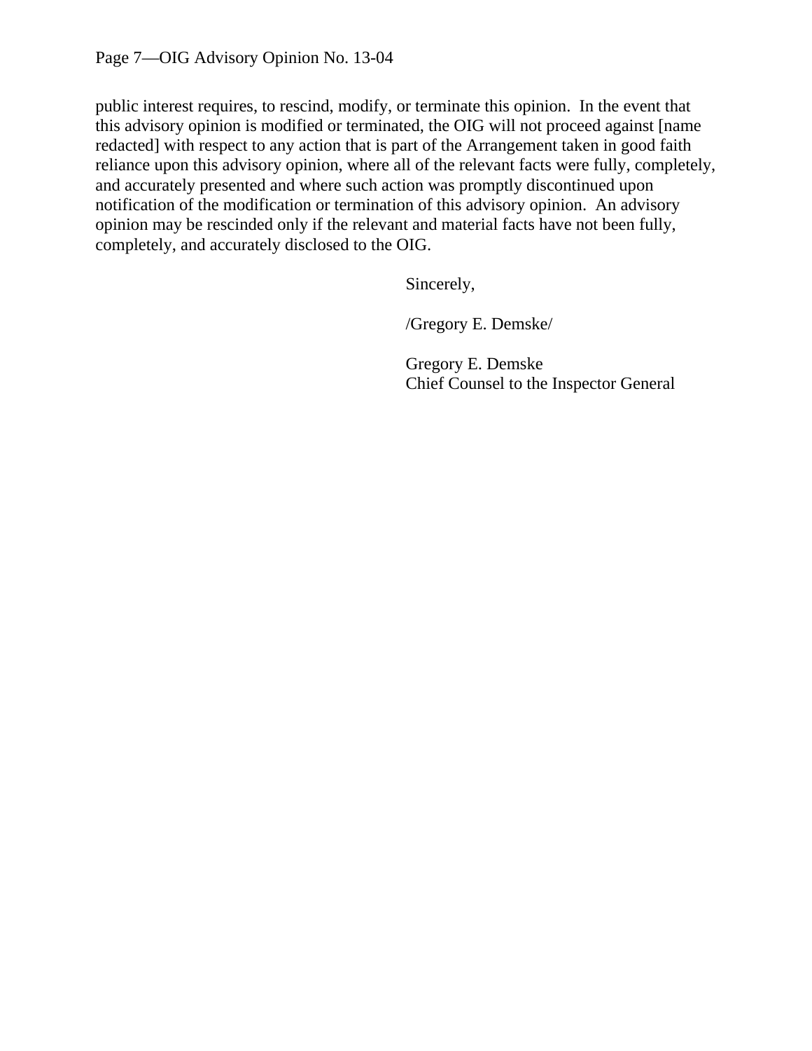public interest requires, to rescind, modify, or terminate this opinion. In the event that this advisory opinion is modified or terminated, the OIG will not proceed against [name redacted] with respect to any action that is part of the Arrangement taken in good faith reliance upon this advisory opinion, where all of the relevant facts were fully, completely, and accurately presented and where such action was promptly discontinued upon notification of the modification or termination of this advisory opinion. An advisory opinion may be rescinded only if the relevant and material facts have not been fully, completely, and accurately disclosed to the OIG.

Sincerely,

/Gregory E. Demske/

Gregory E. Demske
Chief Counsel to the Inspector General